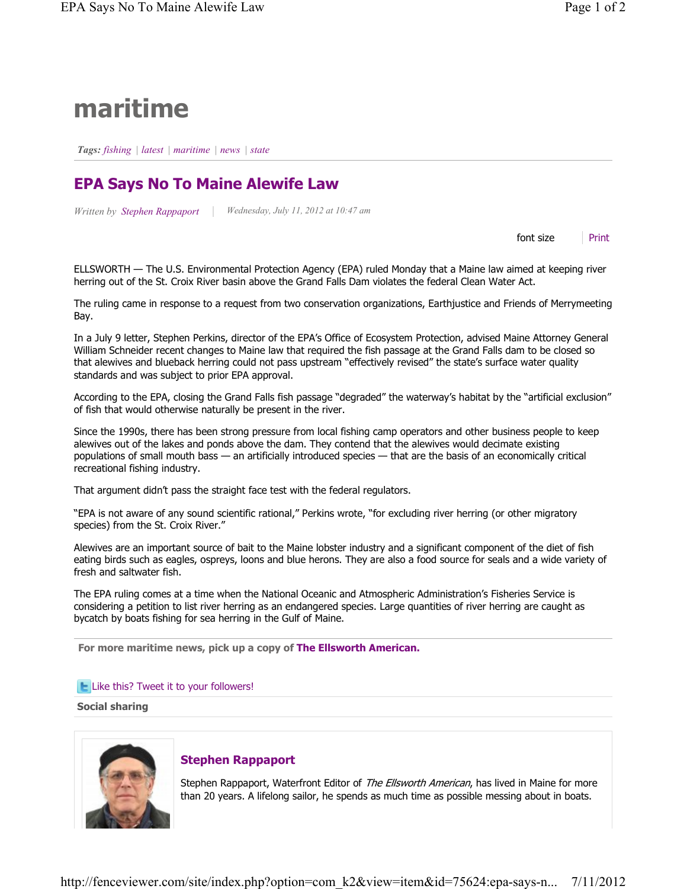# maritime

***Tags:*** *fishing* | *latest* | *maritime* | *news* | *state*

## EPA Says No To Maine Alewife Law

*Written by* *Stephen Rappaport* | *Wednesday, July 11, 2012 at 10:47 am*

font size | Print

ELLSWORTH — The U.S. Environmental Protection Agency (EPA) ruled Monday that a Maine law aimed at keeping river herring out of the St. Croix River basin above the Grand Falls Dam violates the federal Clean Water Act.

The ruling came in response to a request from two conservation organizations, Earthjustice and Friends of Merrymeeting Bay.

In a July 9 letter, Stephen Perkins, director of the EPA's Office of Ecosystem Protection, advised Maine Attorney General William Schneider recent changes to Maine law that required the fish passage at the Grand Falls dam to be closed so that alewives and blueback herring could not pass upstream "effectively revised" the state's surface water quality standards and was subject to prior EPA approval.

According to the EPA, closing the Grand Falls fish passage "degraded" the waterway's habitat by the "artificial exclusion" of fish that would otherwise naturally be present in the river.

Since the 1990s, there has been strong pressure from local fishing camp operators and other business people to keep alewives out of the lakes and ponds above the dam. They contend that the alewives would decimate existing populations of small mouth bass — an artificially introduced species — that are the basis of an economically critical recreational fishing industry.

That argument didn't pass the straight face test with the federal regulators.

"EPA is not aware of any sound scientific rational," Perkins wrote, "for excluding river herring (or other migratory species) from the St. Croix River."

Alewives are an important source of bait to the Maine lobster industry and a significant component of the diet of fish eating birds such as eagles, ospreys, loons and blue herons. They are also a food source for seals and a wide variety of fresh and saltwater fish.

The EPA ruling comes at a time when the National Oceanic and Atmospheric Administration's Fisheries Service is considering a petition to list river herring as an endangered species. Large quantities of river herring are caught as bycatch by boats fishing for sea herring in the Gulf of Maine.

**For more maritime news, pick up a copy of The Ellsworth American.**

Like this? Tweet it to your followers!

**Social sharing**

### Stephen Rappaport

Stephen Rappaport, Waterfront Editor of *The Ellsworth American*, has lived in Maine for more than 20 years. A lifelong sailor, he spends as much time as possible messing about in boats.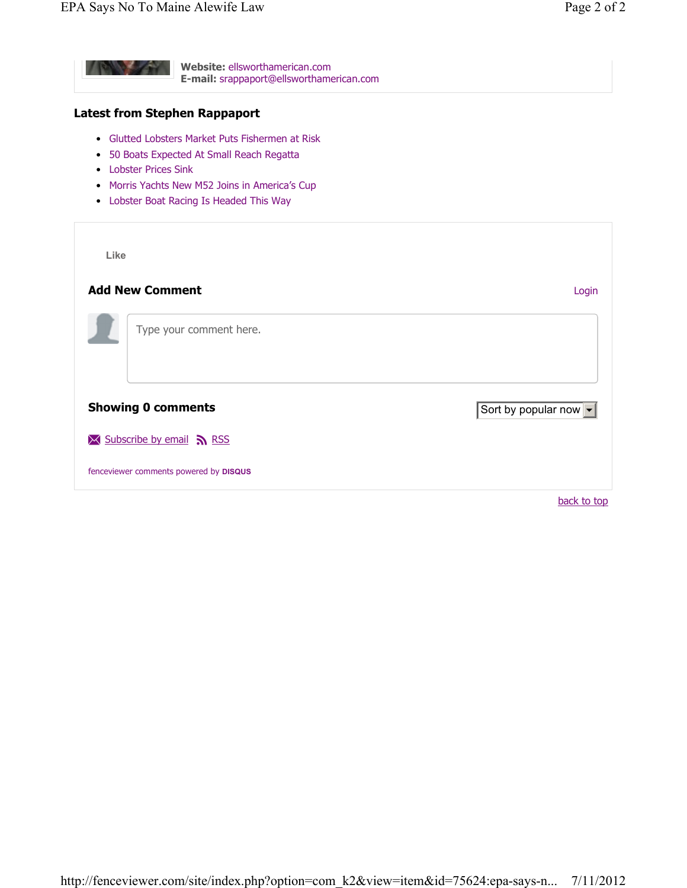**Website:** ellsworthamerican.com
**E-mail:** srappaport@ellsworthamerican.com

### Latest from Stephen Rappaport

- Glutted Lobsters Market Puts Fishermen at Risk
- 50 Boats Expected At Small Reach Regatta
- Lobster Prices Sink
- Morris Yachts New M52 Joins in America's Cup
- Lobster Boat Racing Is Headed This Way

Like

### Add New Comment

Login

Type your comment here.

### Showing 0 comments

Sort by popular now

Subscribe by email RSS

fenceviewer comments powered by **DISQUS**

back to top